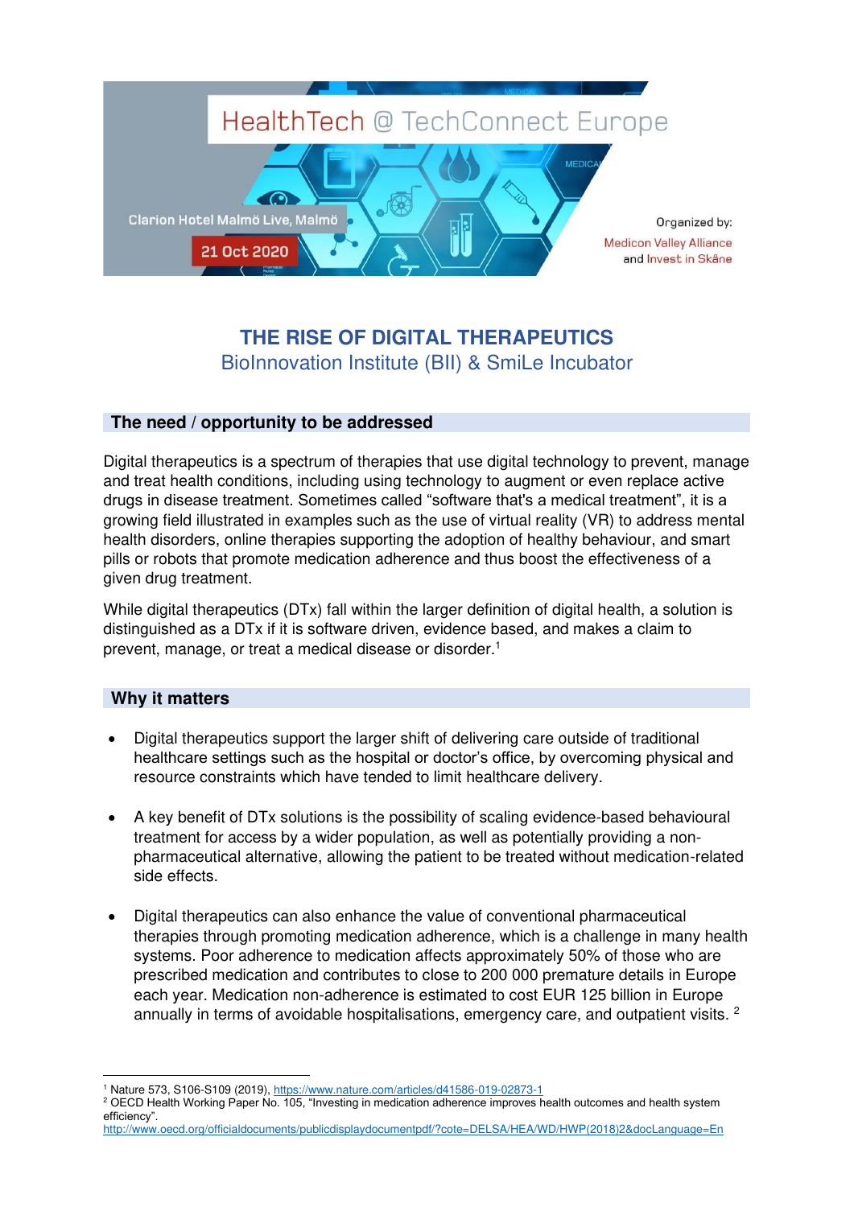HealthTech @ TechConnect Europe

Clarion Hotel Malmö Live, Malmö

21 Oct 2020

Organized by:
Medicon Valley Alliance
and Invest in Skåne

# THE RISE OF DIGITAL THERAPEUTICS

## BioInnovation Institute (BII) & SmiLe Incubator

### The need / opportunity to be addressed

Digital therapeutics is a spectrum of therapies that use digital technology to prevent, manage and treat health conditions, including using technology to augment or even replace active drugs in disease treatment. Sometimes called "software that's a medical treatment", it is a growing field illustrated in examples such as the use of virtual reality (VR) to address mental health disorders, online therapies supporting the adoption of healthy behaviour, and smart pills or robots that promote medication adherence and thus boost the effectiveness of a given drug treatment.

While digital therapeutics (DTx) fall within the larger definition of digital health, a solution is distinguished as a DTx if it is software driven, evidence based, and makes a claim to prevent, manage, or treat a medical disease or disorder.[1]

### Why it matters

- Digital therapeutics support the larger shift of delivering care outside of traditional healthcare settings such as the hospital or doctor's office, by overcoming physical and resource constraints which have tended to limit healthcare delivery.

- A key benefit of DTx solutions is the possibility of scaling evidence-based behavioural treatment for access by a wider population, as well as potentially providing a non-pharmaceutical alternative, allowing the patient to be treated without medication-related side effects.

- Digital therapeutics can also enhance the value of conventional pharmaceutical therapies through promoting medication adherence, which is a challenge in many health systems. Poor adherence to medication affects approximately 50% of those who are prescribed medication and contributes to close to 200 000 premature details in Europe each year. Medication non-adherence is estimated to cost EUR 125 billion in Europe annually in terms of avoidable hospitalisations, emergency care, and outpatient visits. [2]

---

[1] Nature 573, S106-S109 (2019), https://www.nature.com/articles/d41586-019-02873-1

[2] OECD Health Working Paper No. 105, "Investing in medication adherence improves health outcomes and health system efficiency". http://www.oecd.org/officialdocuments/publicdisplaydocumentpdf/?cote=DELSA/HEA/WD/HWP(2018)2&docLanguage=En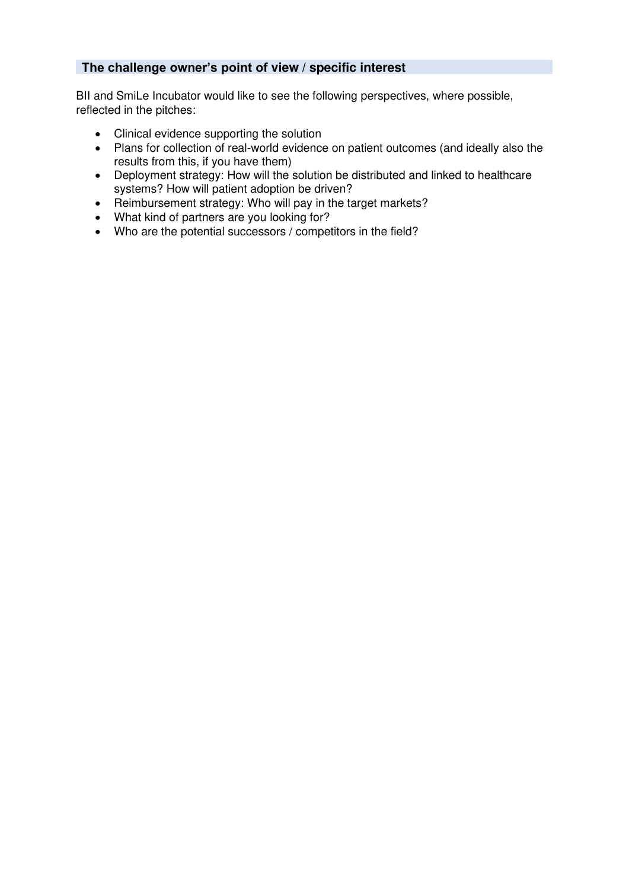## The challenge owner's point of view / specific interest

BII and SmiLe Incubator would like to see the following perspectives, where possible, reflected in the pitches:

- Clinical evidence supporting the solution
- Plans for collection of real-world evidence on patient outcomes (and ideally also the results from this, if you have them)
- Deployment strategy: How will the solution be distributed and linked to healthcare systems? How will patient adoption be driven?
- Reimbursement strategy: Who will pay in the target markets?
- What kind of partners are you looking for?
- Who are the potential successors / competitors in the field?